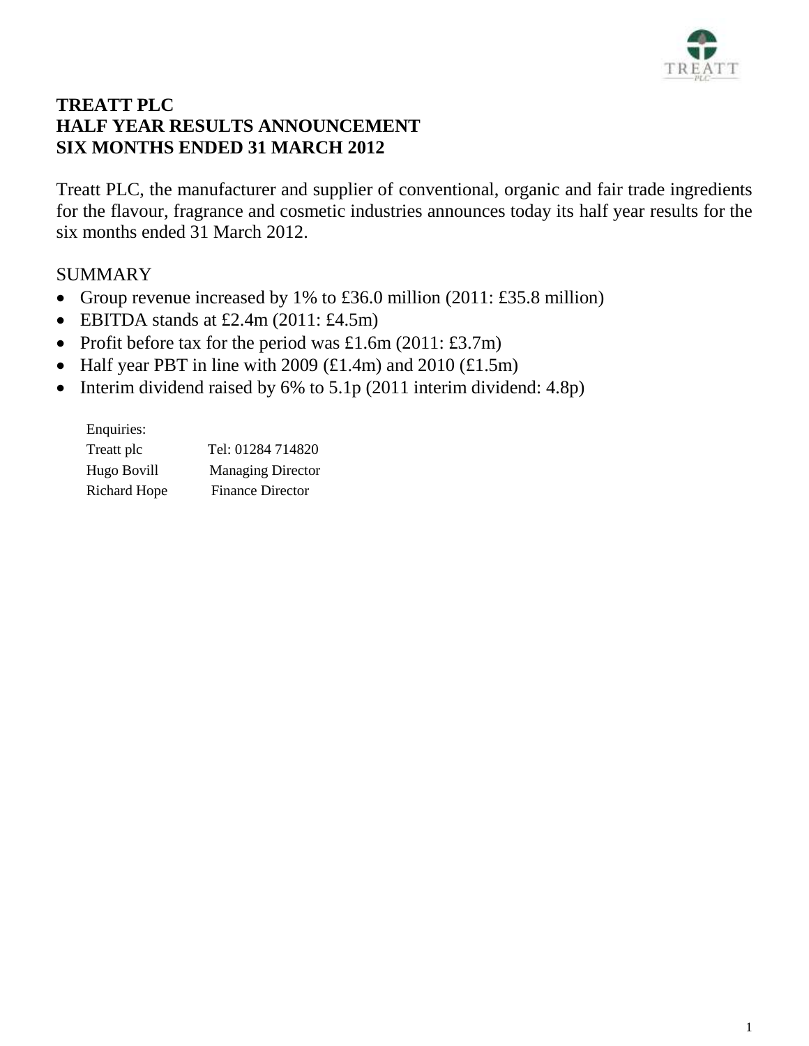# TREATT PLC
# HALF YEAR RESULTS ANNOUNCEMENT
# SIX MONTHS ENDED 31 MARCH 2012

Treatt PLC, the manufacturer and supplier of conventional, organic and fair trade ingredients for the flavour, fragrance and cosmetic industries announces today its half year results for the six months ended 31 March 2012.

## SUMMARY

- Group revenue increased by 1% to £36.0 million (2011: £35.8 million)
- EBITDA stands at £2.4m (2011: £4.5m)
- Profit before tax for the period was £1.6m (2011: £3.7m)
- Half year PBT in line with 2009 (£1.4m) and 2010 (£1.5m)
- Interim dividend raised by 6% to 5.1p (2011 interim dividend: 4.8p)

Enquiries:

| | |
|---|---|
| Treatt plc | Tel: 01284 714820 |
| Hugo Bovill | Managing Director |
| Richard Hope | Finance Director |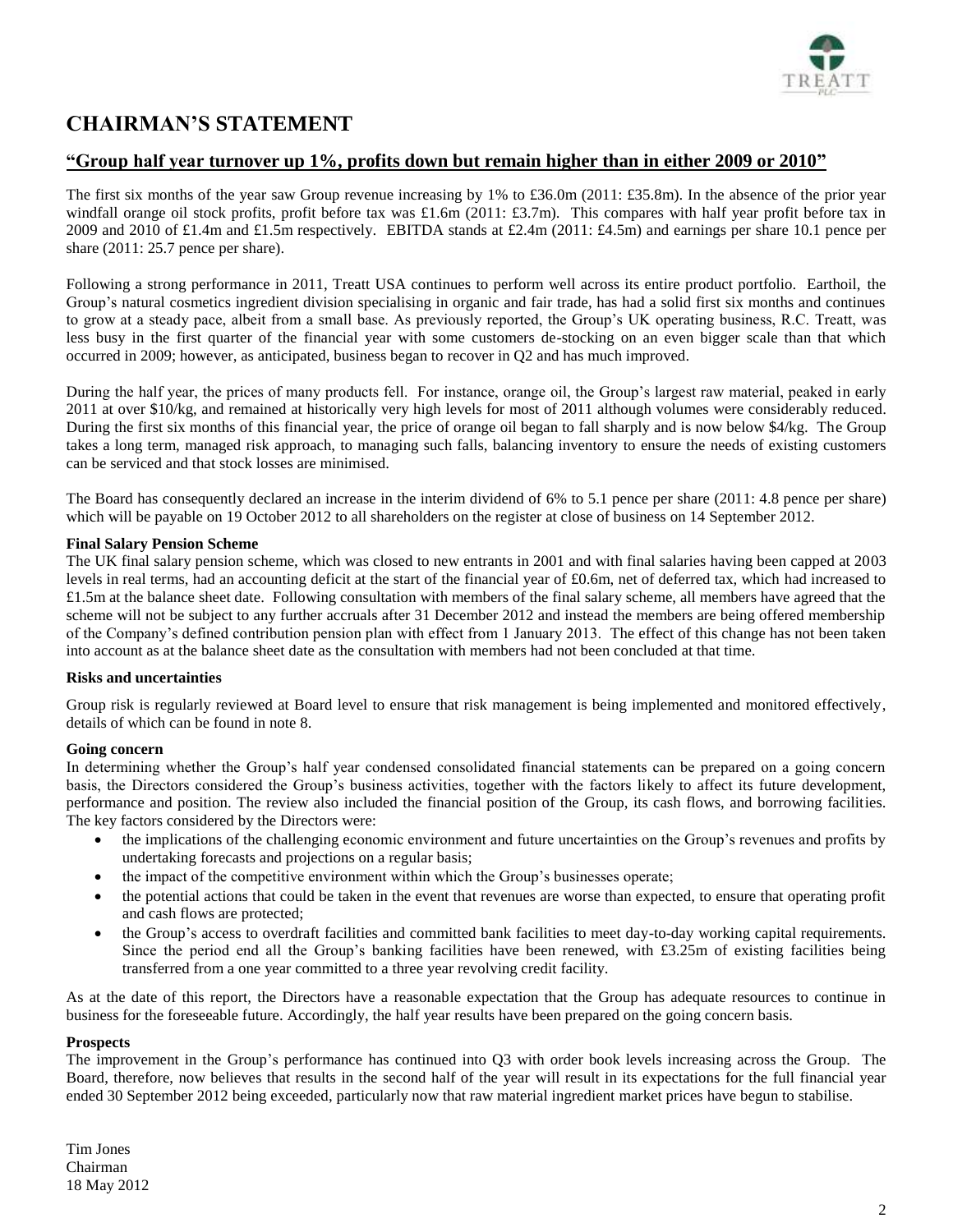# CHAIRMAN'S STATEMENT

## "Group half year turnover up 1%, profits down but remain higher than in either 2009 or 2010"

The first six months of the year saw Group revenue increasing by 1% to £36.0m (2011: £35.8m). In the absence of the prior year windfall orange oil stock profits, profit before tax was £1.6m (2011: £3.7m). This compares with half year profit before tax in 2009 and 2010 of £1.4m and £1.5m respectively. EBITDA stands at £2.4m (2011: £4.5m) and earnings per share 10.1 pence per share (2011: 25.7 pence per share).

Following a strong performance in 2011, Treatt USA continues to perform well across its entire product portfolio. Earthoil, the Group's natural cosmetics ingredient division specialising in organic and fair trade, has had a solid first six months and continues to grow at a steady pace, albeit from a small base. As previously reported, the Group's UK operating business, R.C. Treatt, was less busy in the first quarter of the financial year with some customers de-stocking on an even bigger scale than that which occurred in 2009; however, as anticipated, business began to recover in Q2 and has much improved.

During the half year, the prices of many products fell. For instance, orange oil, the Group's largest raw material, peaked in early 2011 at over $10/kg, and remained at historically very high levels for most of 2011 although volumes were considerably reduced. During the first six months of this financial year, the price of orange oil began to fall sharply and is now below $4/kg. The Group takes a long term, managed risk approach, to managing such falls, balancing inventory to ensure the needs of existing customers can be serviced and that stock losses are minimised.

The Board has consequently declared an increase in the interim dividend of 6% to 5.1 pence per share (2011: 4.8 pence per share) which will be payable on 19 October 2012 to all shareholders on the register at close of business on 14 September 2012.

**Final Salary Pension Scheme**

The UK final salary pension scheme, which was closed to new entrants in 2001 and with final salaries having been capped at 2003 levels in real terms, had an accounting deficit at the start of the financial year of £0.6m, net of deferred tax, which had increased to £1.5m at the balance sheet date. Following consultation with members of the final salary scheme, all members have agreed that the scheme will not be subject to any further accruals after 31 December 2012 and instead the members are being offered membership of the Company's defined contribution pension plan with effect from 1 January 2013. The effect of this change has not been taken into account as at the balance sheet date as the consultation with members had not been concluded at that time.

**Risks and uncertainties**

Group risk is regularly reviewed at Board level to ensure that risk management is being implemented and monitored effectively, details of which can be found in note 8.

**Going concern**

In determining whether the Group's half year condensed consolidated financial statements can be prepared on a going concern basis, the Directors considered the Group's business activities, together with the factors likely to affect its future development, performance and position. The review also included the financial position of the Group, its cash flows, and borrowing facilities. The key factors considered by the Directors were:

- the implications of the challenging economic environment and future uncertainties on the Group's revenues and profits by undertaking forecasts and projections on a regular basis;
- the impact of the competitive environment within which the Group's businesses operate;
- the potential actions that could be taken in the event that revenues are worse than expected, to ensure that operating profit and cash flows are protected;
- the Group's access to overdraft facilities and committed bank facilities to meet day-to-day working capital requirements. Since the period end all the Group's banking facilities have been renewed, with £3.25m of existing facilities being transferred from a one year committed to a three year revolving credit facility.

As at the date of this report, the Directors have a reasonable expectation that the Group has adequate resources to continue in business for the foreseeable future. Accordingly, the half year results have been prepared on the going concern basis.

**Prospects**

The improvement in the Group's performance has continued into Q3 with order book levels increasing across the Group. The Board, therefore, now believes that results in the second half of the year will result in its expectations for the full financial year ended 30 September 2012 being exceeded, particularly now that raw material ingredient market prices have begun to stabilise.

Tim Jones
Chairman
18 May 2012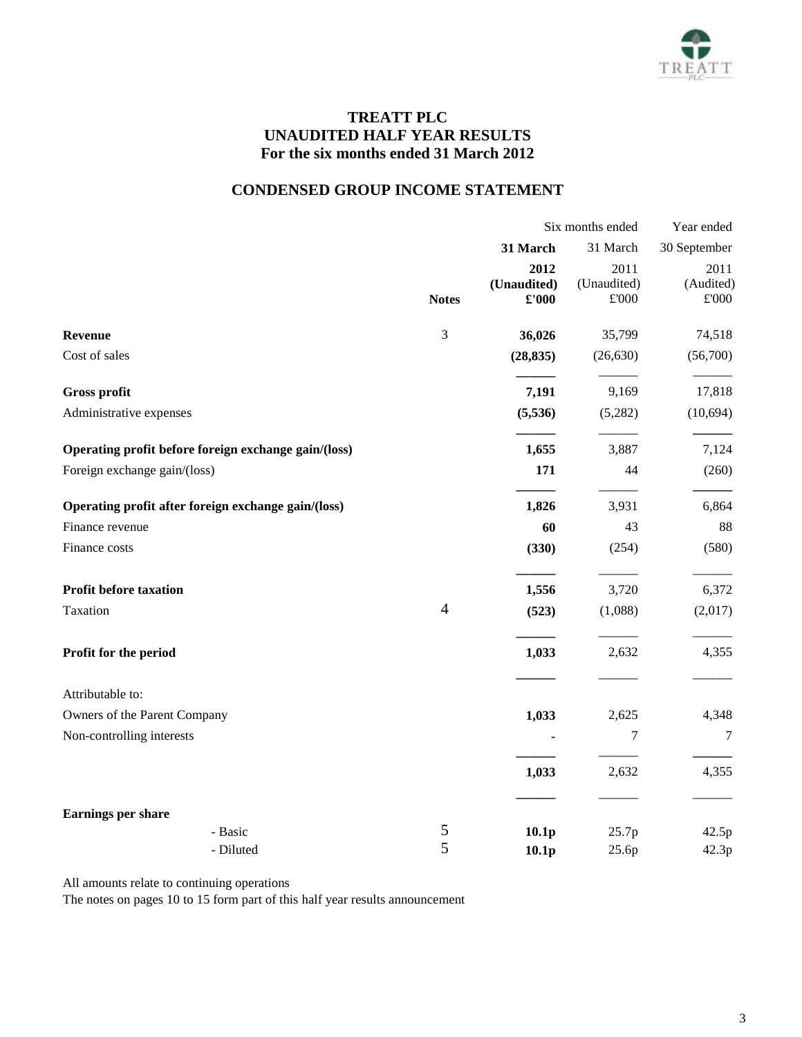# TREATT PLC
## UNAUDITED HALF YEAR RESULTS
## For the six months ended 31 March 2012

## CONDENSED GROUP INCOME STATEMENT

| | Notes | Six months ended 31 March 2012 (Unaudited) £'000 | Six months ended 31 March 2011 (Unaudited) £'000 | Year ended 30 September 2011 (Audited) £'000 |
|---|---|---|---|---|
| **Revenue** | 3 | **36,026** | 35,799 | 74,518 |
| Cost of sales | | **(28,835)** | (26,630) | (56,700) |
| **Gross profit** | | **7,191** | 9,169 | 17,818 |
| Administrative expenses | | **(5,536)** | (5,282) | (10,694) |
| **Operating profit before foreign exchange gain/(loss)** | | **1,655** | 3,887 | 7,124 |
| Foreign exchange gain/(loss) | | **171** | 44 | (260) |
| **Operating profit after foreign exchange gain/(loss)** | | **1,826** | 3,931 | 6,864 |
| Finance revenue | | **60** | 43 | 88 |
| Finance costs | | **(330)** | (254) | (580) |
| **Profit before taxation** | | **1,556** | 3,720 | 6,372 |
| Taxation | 4 | **(523)** | (1,088) | (2,017) |
| **Profit for the period** | | **1,033** | 2,632 | 4,355 |
| Attributable to: | | | | |
| Owners of the Parent Company | | **1,033** | 2,625 | 4,348 |
| Non-controlling interests | | **-** | 7 | 7 |
| | | **1,033** | 2,632 | 4,355 |
| **Earnings per share** | | | | |
| - Basic | 5 | **10.1p** | 25.7p | 42.5p |
| - Diluted | 5 | **10.1p** | 25.6p | 42.3p |

All amounts relate to continuing operations

The notes on pages 10 to 15 form part of this half year results announcement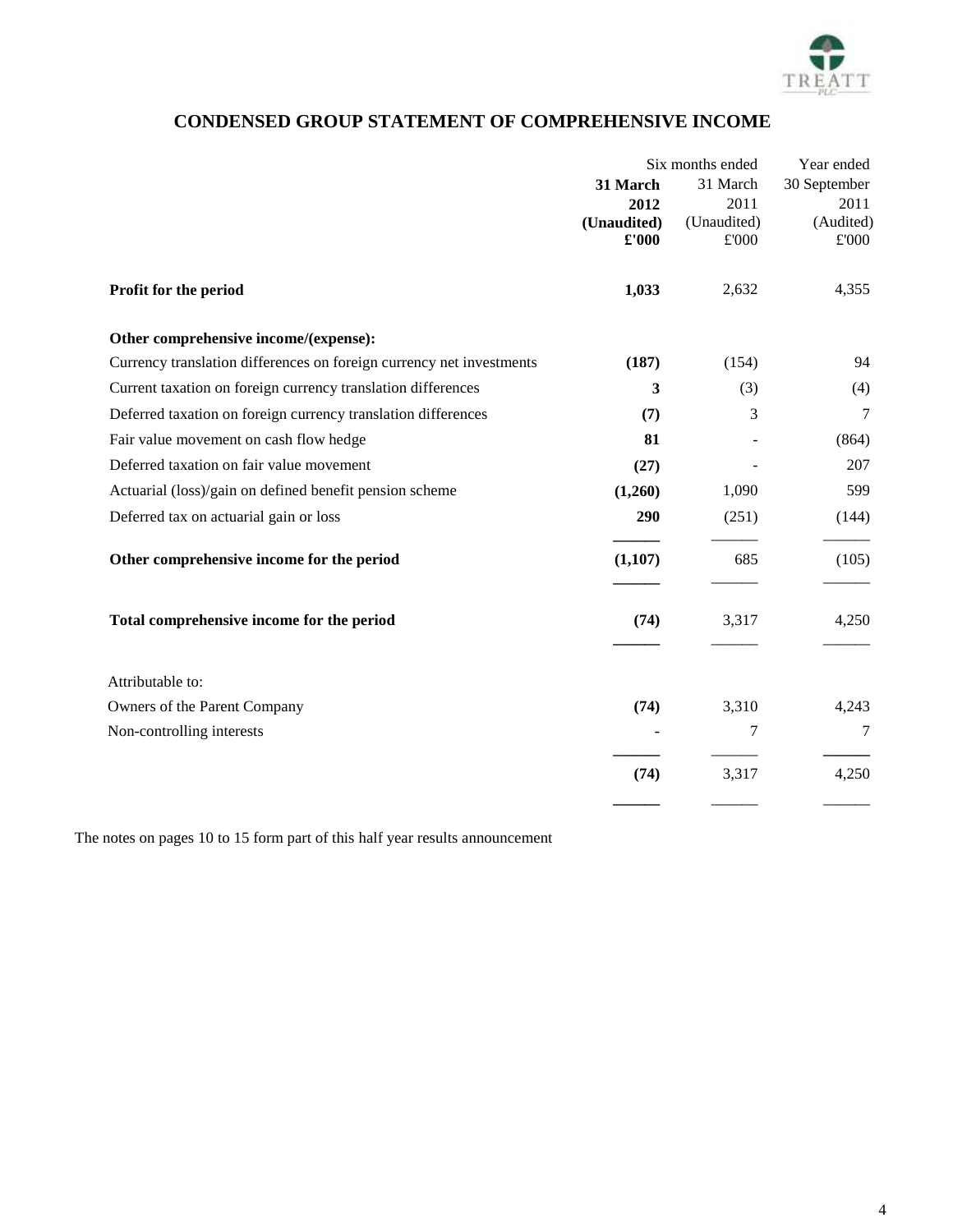## CONDENSED GROUP STATEMENT OF COMPREHENSIVE INCOME

| | Six months ended 31 March 2012 (Unaudited) £'000 | Six months ended 31 March 2011 (Unaudited) £'000 | Year ended 30 September 2011 (Audited) £'000 |
|---|---|---|---|
| **Profit for the period** | **1,033** | 2,632 | 4,355 |
| **Other comprehensive income/(expense):** | | | |
| Currency translation differences on foreign currency net investments | **(187)** | (154) | 94 |
| Current taxation on foreign currency translation differences | **3** | (3) | (4) |
| Deferred taxation on foreign currency translation differences | **(7)** | 3 | 7 |
| Fair value movement on cash flow hedge | **81** | - | (864) |
| Deferred taxation on fair value movement | **(27)** | - | 207 |
| Actuarial (loss)/gain on defined benefit pension scheme | **(1,260)** | 1,090 | 599 |
| Deferred tax on actuarial gain or loss | **290** | (251) | (144) |
| **Other comprehensive income for the period** | **(1,107)** | 685 | (105) |
| **Total comprehensive income for the period** | **(74)** | 3,317 | 4,250 |
| Attributable to: | | | |
| Owners of the Parent Company | **(74)** | 3,310 | 4,243 |
| Non-controlling interests | **-** | 7 | 7 |
| | **(74)** | 3,317 | 4,250 |

The notes on pages 10 to 15 form part of this half year results announcement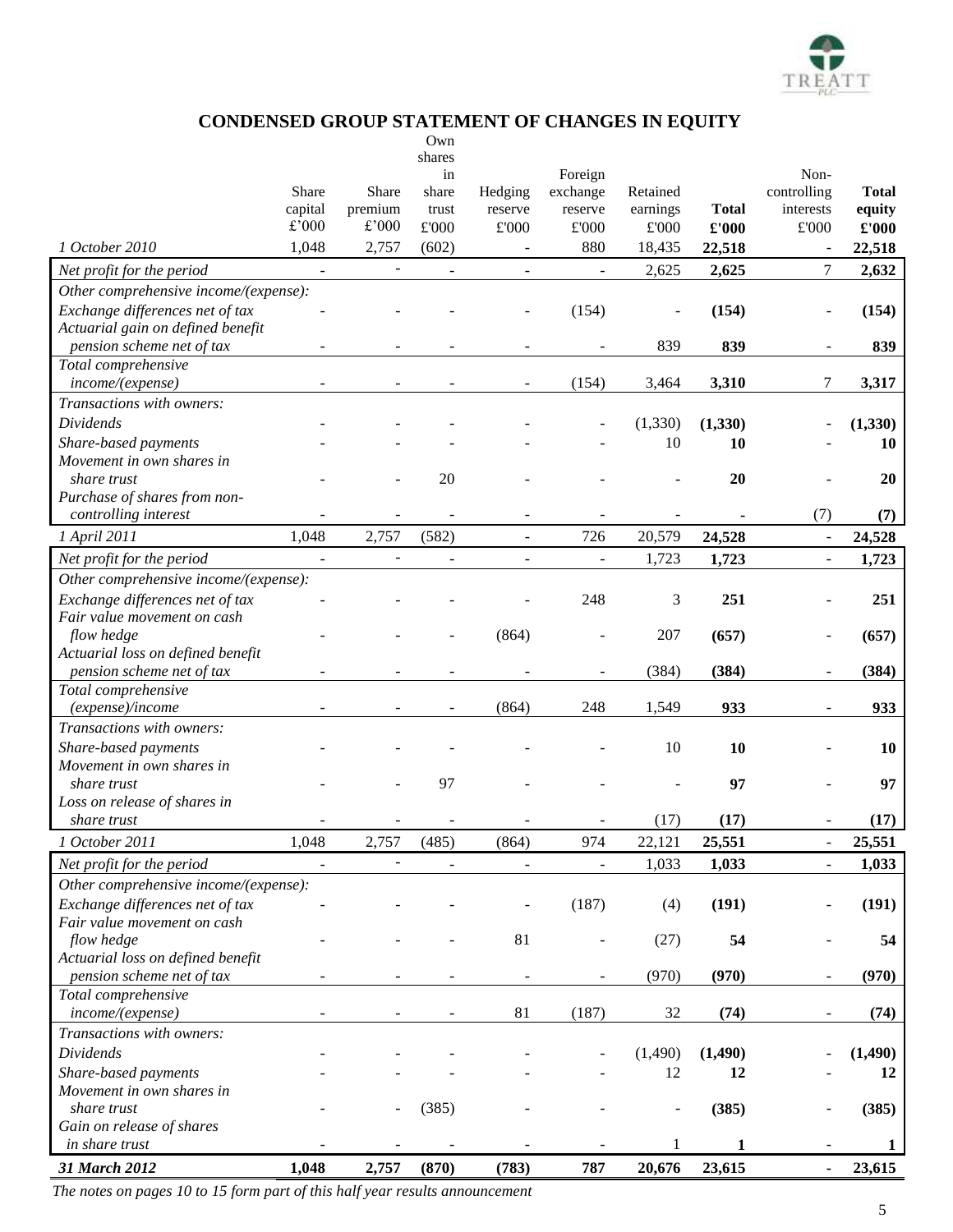# CONDENSED GROUP STATEMENT OF CHANGES IN EQUITY

| | Share capital £'000 | Share premium £'000 | Own shares in share trust £'000 | Hedging reserve £'000 | Foreign exchange reserve £'000 | Retained earnings £'000 | **Total £'000** | Non-controlling interests £'000 | **Total equity £'000** |
|---|---|---|---|---|---|---|---|---|---|
| *1 October 2010* | 1,048 | 2,757 | (602) | - | 880 | 18,435 | **22,518** | - | **22,518** |
| *Net profit for the period* | - | - | - | - | - | 2,625 | **2,625** | 7 | **2,632** |
| *Other comprehensive income/(expense):* | | | | | | | | | |
| *Exchange differences net of tax* | - | - | - | - | (154) | - | **(154)** | - | **(154)** |
| *Actuarial gain on defined benefit pension scheme net of tax* | - | - | - | - | - | 839 | **839** | - | **839** |
| *Total comprehensive income/(expense)* | - | - | - | - | (154) | 3,464 | **3,310** | 7 | **3,317** |
| *Transactions with owners:* | | | | | | | | | |
| *Dividends* | - | - | - | - | - | (1,330) | **(1,330)** | - | **(1,330)** |
| *Share-based payments* | - | - | - | - | - | 10 | **10** | - | **10** |
| *Movement in own shares in share trust* | - | - | 20 | - | - | - | **20** | - | **20** |
| *Purchase of shares from non-controlling interest* | - | - | - | - | - | - | **-** | (7) | **(7)** |
| *1 April 2011* | 1,048 | 2,757 | (582) | - | 726 | 20,579 | **24,528** | - | **24,528** |
| *Net profit for the period* | - | - | - | - | - | 1,723 | **1,723** | - | **1,723** |
| *Other comprehensive income/(expense):* | | | | | | | | | |
| *Exchange differences net of tax* | - | - | - | - | 248 | 3 | **251** | - | **251** |
| *Fair value movement on cash flow hedge* | - | - | - | (864) | - | 207 | **(657)** | - | **(657)** |
| *Actuarial loss on defined benefit pension scheme net of tax* | - | - | - | - | - | (384) | **(384)** | - | **(384)** |
| *Total comprehensive (expense)/income* | - | - | - | (864) | 248 | 1,549 | **933** | - | **933** |
| *Transactions with owners:* | | | | | | | | | |
| *Share-based payments* | - | - | - | - | - | 10 | **10** | - | **10** |
| *Movement in own shares in share trust* | - | - | 97 | - | - | - | **97** | - | **97** |
| *Loss on release of shares in share trust* | - | - | - | - | - | (17) | **(17)** | - | **(17)** |
| *1 October 2011* | 1,048 | 2,757 | (485) | (864) | 974 | 22,121 | **25,551** | - | **25,551** |
| *Net profit for the period* | - | - | - | - | - | 1,033 | **1,033** | - | **1,033** |
| *Other comprehensive income/(expense):* | | | | | | | | | |
| *Exchange differences net of tax* | - | - | - | - | (187) | (4) | **(191)** | - | **(191)** |
| *Fair value movement on cash flow hedge* | - | - | - | 81 | - | (27) | **54** | - | **54** |
| *Actuarial loss on defined benefit pension scheme net of tax* | - | - | - | - | - | (970) | **(970)** | - | **(970)** |
| *Total comprehensive income/(expense)* | - | - | - | 81 | (187) | 32 | **(74)** | - | **(74)** |
| *Transactions with owners:* | | | | | | | | | |
| *Dividends* | - | - | - | - | - | (1,490) | **(1,490)** | - | **(1,490)** |
| *Share-based payments* | - | - | - | - | - | 12 | **12** | - | **12** |
| *Movement in own shares in share trust* | - | - | (385) | - | - | - | **(385)** | - | **(385)** |
| *Gain on release of shares in share trust* | - | - | - | - | - | 1 | **1** | - | **1** |
| ***31 March 2012*** | **1,048** | **2,757** | **(870)** | **(783)** | **787** | **20,676** | **23,615** | **-** | **23,615** |

*The notes on pages 10 to 15 form part of this half year results announcement*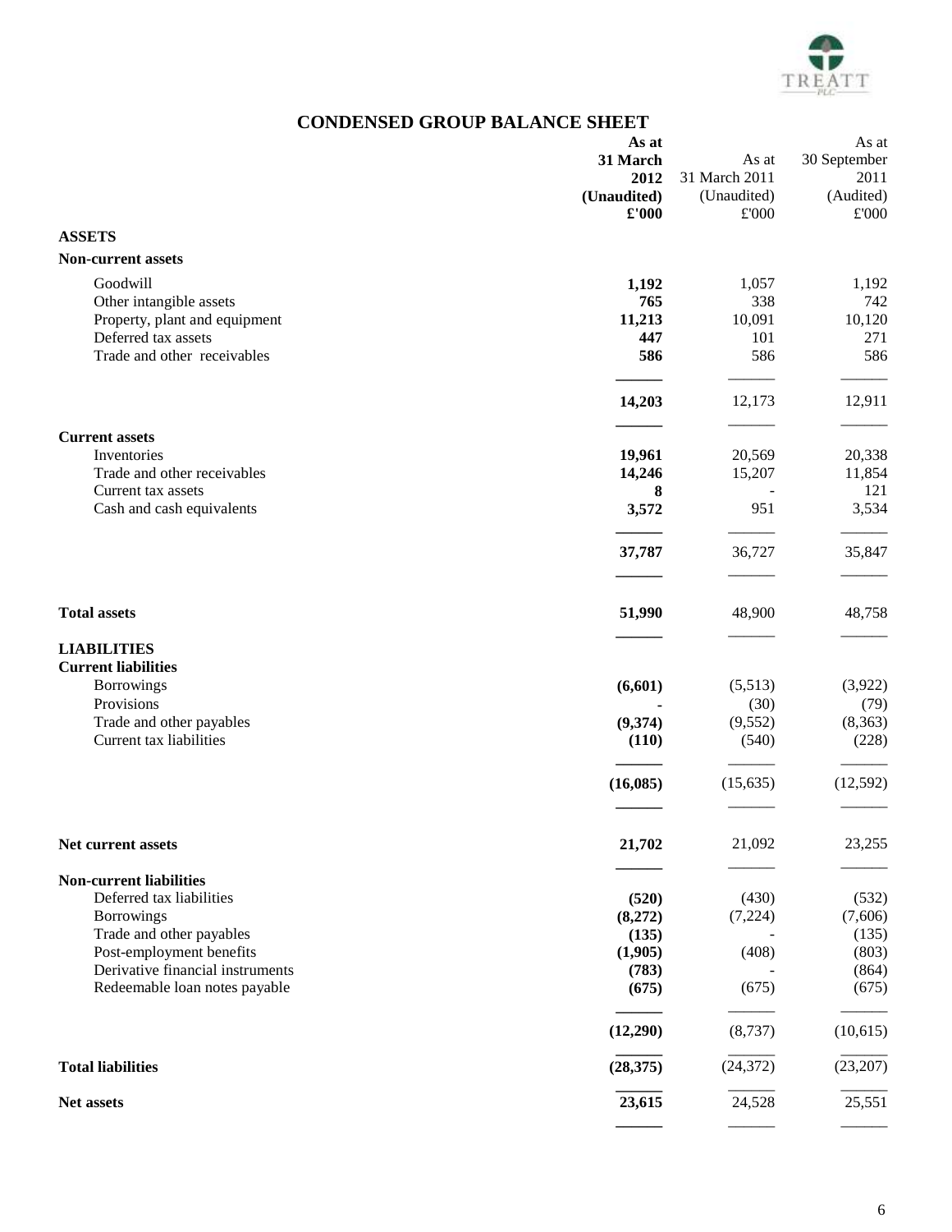# CONDENSED GROUP BALANCE SHEET

| | As at 31 March 2012 (Unaudited) £'000 | As at 31 March 2011 (Unaudited) £'000 | As at 30 September 2011 (Audited) £'000 |
|---|---|---|---|
| **ASSETS** | | | |
| **Non-current assets** | | | |
| Goodwill | **1,192** | 1,057 | 1,192 |
| Other intangible assets | **765** | 338 | 742 |
| Property, plant and equipment | **11,213** | 10,091 | 10,120 |
| Deferred tax assets | **447** | 101 | 271 |
| Trade and other receivables | **586** | 586 | 586 |
| | **14,203** | 12,173 | 12,911 |
| **Current assets** | | | |
| Inventories | **19,961** | 20,569 | 20,338 |
| Trade and other receivables | **14,246** | 15,207 | 11,854 |
| Current tax assets | **8** | - | 121 |
| Cash and cash equivalents | **3,572** | 951 | 3,534 |
| | **37,787** | 36,727 | 35,847 |
| **Total assets** | **51,990** | 48,900 | 48,758 |
| **LIABILITIES** | | | |
| **Current liabilities** | | | |
| Borrowings | **(6,601)** | (5,513) | (3,922) |
| Provisions | **-** | (30) | (79) |
| Trade and other payables | **(9,374)** | (9,552) | (8,363) |
| Current tax liabilities | **(110)** | (540) | (228) |
| | **(16,085)** | (15,635) | (12,592) |
| **Net current assets** | **21,702** | 21,092 | 23,255 |
| **Non-current liabilities** | | | |
| Deferred tax liabilities | **(520)** | (430) | (532) |
| Borrowings | **(8,272)** | (7,224) | (7,606) |
| Trade and other payables | **(135)** | - | (135) |
| Post-employment benefits | **(1,905)** | (408) | (803) |
| Derivative financial instruments | **(783)** | - | (864) |
| Redeemable loan notes payable | **(675)** | (675) | (675) |
| | **(12,290)** | (8,737) | (10,615) |
| **Total liabilities** | **(28,375)** | (24,372) | (23,207) |
| **Net assets** | **23,615** | 24,528 | 25,551 |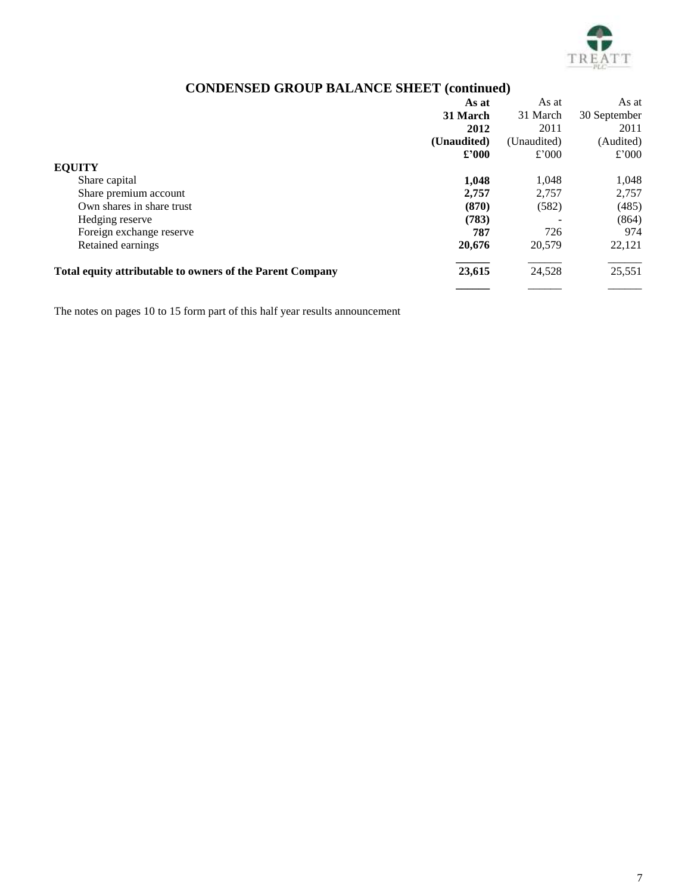## CONDENSED GROUP BALANCE SHEET (continued)

| | **As at 31 March 2012 (Unaudited) £'000** | As at 31 March 2011 (Unaudited) £'000 | As at 30 September 2011 (Audited) £'000 |
|---|---|---|---|
| **EQUITY** | | | |
| Share capital | **1,048** | 1,048 | 1,048 |
| Share premium account | **2,757** | 2,757 | 2,757 |
| Own shares in share trust | **(870)** | (582) | (485) |
| Hedging reserve | **(783)** | - | (864) |
| Foreign exchange reserve | **787** | 726 | 974 |
| Retained earnings | **20,676** | 20,579 | 22,121 |
| **Total equity attributable to owners of the Parent Company** | **23,615** | 24,528 | 25,551 |

The notes on pages 10 to 15 form part of this half year results announcement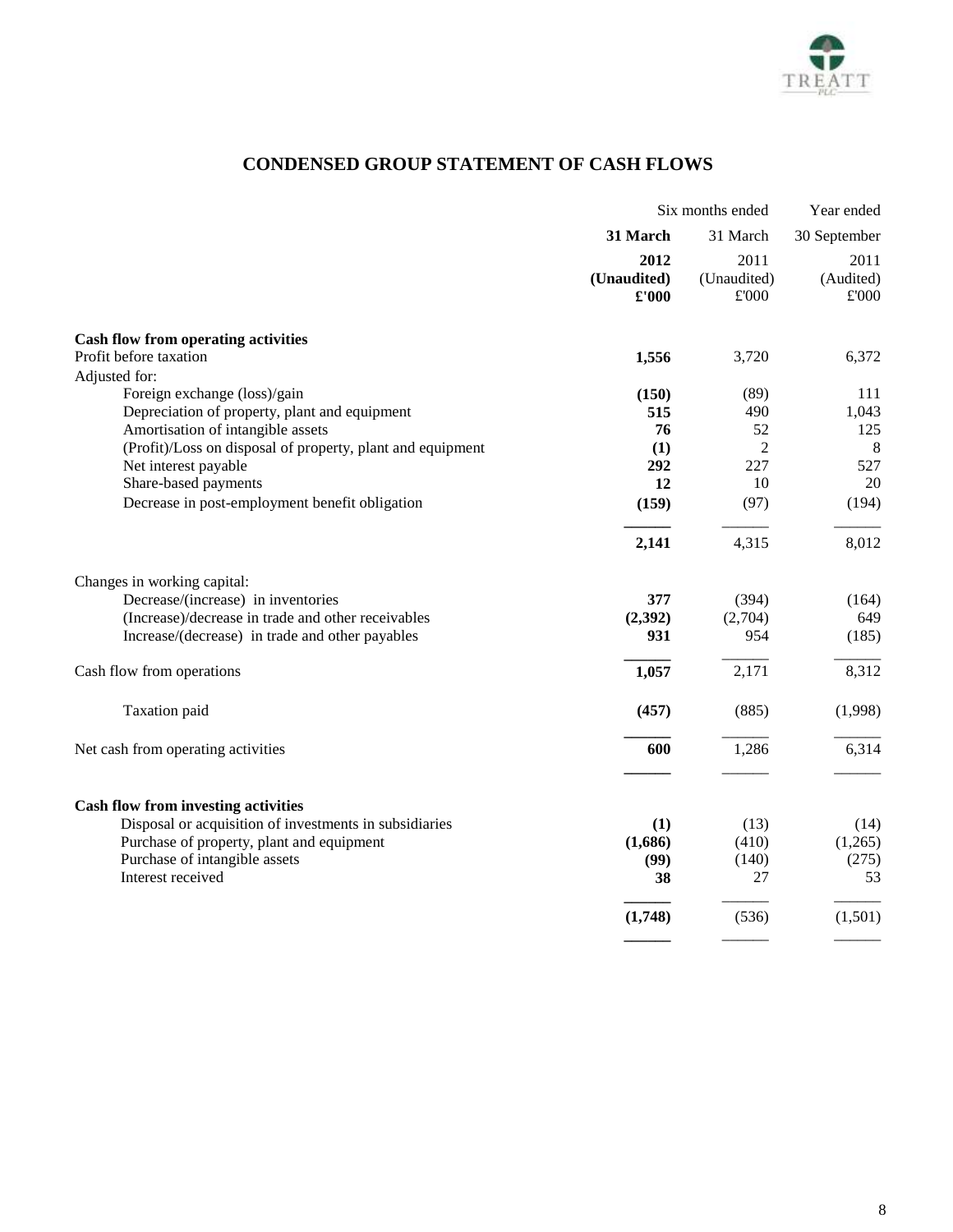## CONDENSED GROUP STATEMENT OF CASH FLOWS

| | Six months ended | | Year ended |
|---|---|---|---|
| | **31 March** | 31 March | 30 September |
| | **2012** | 2011 | 2011 |
| | **(Unaudited)** | (Unaudited) | (Audited) |
| | **£'000** | £'000 | £'000 |
| **Cash flow from operating activities** | | | |
| Profit before taxation | **1,556** | 3,720 | 6,372 |
| Adjusted for: | | | |
| Foreign exchange (loss)/gain | **(150)** | (89) | 111 |
| Depreciation of property, plant and equipment | **515** | 490 | 1,043 |
| Amortisation of intangible assets | **76** | 52 | 125 |
| (Profit)/Loss on disposal of property, plant and equipment | **(1)** | 2 | 8 |
| Net interest payable | **292** | 227 | 527 |
| Share-based payments | **12** | 10 | 20 |
| Decrease in post-employment benefit obligation | **(159)** | (97) | (194) |
| | **2,141** | 4,315 | 8,012 |
| Changes in working capital: | | | |
| Decrease/(increase) in inventories | **377** | (394) | (164) |
| (Increase)/decrease in trade and other receivables | **(2,392)** | (2,704) | 649 |
| Increase/(decrease) in trade and other payables | **931** | 954 | (185) |
| Cash flow from operations | **1,057** | 2,171 | 8,312 |
| Taxation paid | **(457)** | (885) | (1,998) |
| Net cash from operating activities | **600** | 1,286 | 6,314 |
| **Cash flow from investing activities** | | | |
| Disposal or acquisition of investments in subsidiaries | **(1)** | (13) | (14) |
| Purchase of property, plant and equipment | **(1,686)** | (410) | (1,265) |
| Purchase of intangible assets | **(99)** | (140) | (275) |
| Interest received | **38** | 27 | 53 |
| | **(1,748)** | (536) | (1,501) |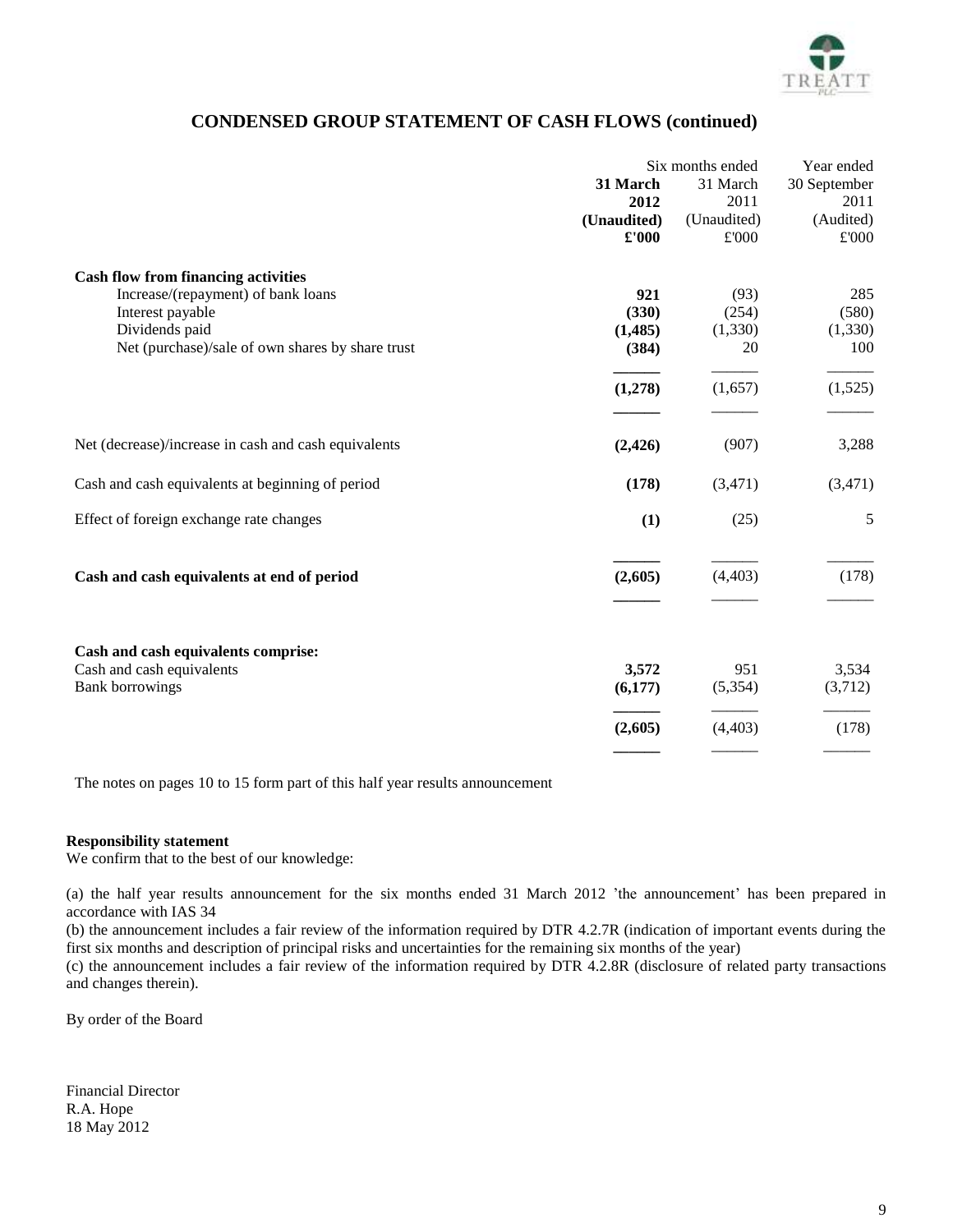## CONDENSED GROUP STATEMENT OF CASH FLOWS (continued)

| | Six months ended | | Year ended |
|---|---|---|---|
| | **31 March 2012 (Unaudited) £'000** | 31 March 2011 (Unaudited) £'000 | 30 September 2011 (Audited) £'000 |
| **Cash flow from financing activities** | | | |
| Increase/(repayment) of bank loans | **921** | (93) | 285 |
| Interest payable | **(330)** | (254) | (580) |
| Dividends paid | **(1,485)** | (1,330) | (1,330) |
| Net (purchase)/sale of own shares by share trust | **(384)** | 20 | 100 |
| | **(1,278)** | (1,657) | (1,525) |
| Net (decrease)/increase in cash and cash equivalents | **(2,426)** | (907) | 3,288 |
| Cash and cash equivalents at beginning of period | **(178)** | (3,471) | (3,471) |
| Effect of foreign exchange rate changes | **(1)** | (25) | 5 |
| **Cash and cash equivalents at end of period** | **(2,605)** | (4,403) | (178) |
| **Cash and cash equivalents comprise:** | | | |
| Cash and cash equivalents | **3,572** | 951 | 3,534 |
| Bank borrowings | **(6,177)** | (5,354) | (3,712) |
| | **(2,605)** | (4,403) | (178) |

The notes on pages 10 to 15 form part of this half year results announcement

**Responsibility statement**

We confirm that to the best of our knowledge:

(a) the half year results announcement for the six months ended 31 March 2012 'the announcement' has been prepared in accordance with IAS 34

(b) the announcement includes a fair review of the information required by DTR 4.2.7R (indication of important events during the first six months and description of principal risks and uncertainties for the remaining six months of the year)

(c) the announcement includes a fair review of the information required by DTR 4.2.8R (disclosure of related party transactions and changes therein).

By order of the Board

Financial Director
R.A. Hope
18 May 2012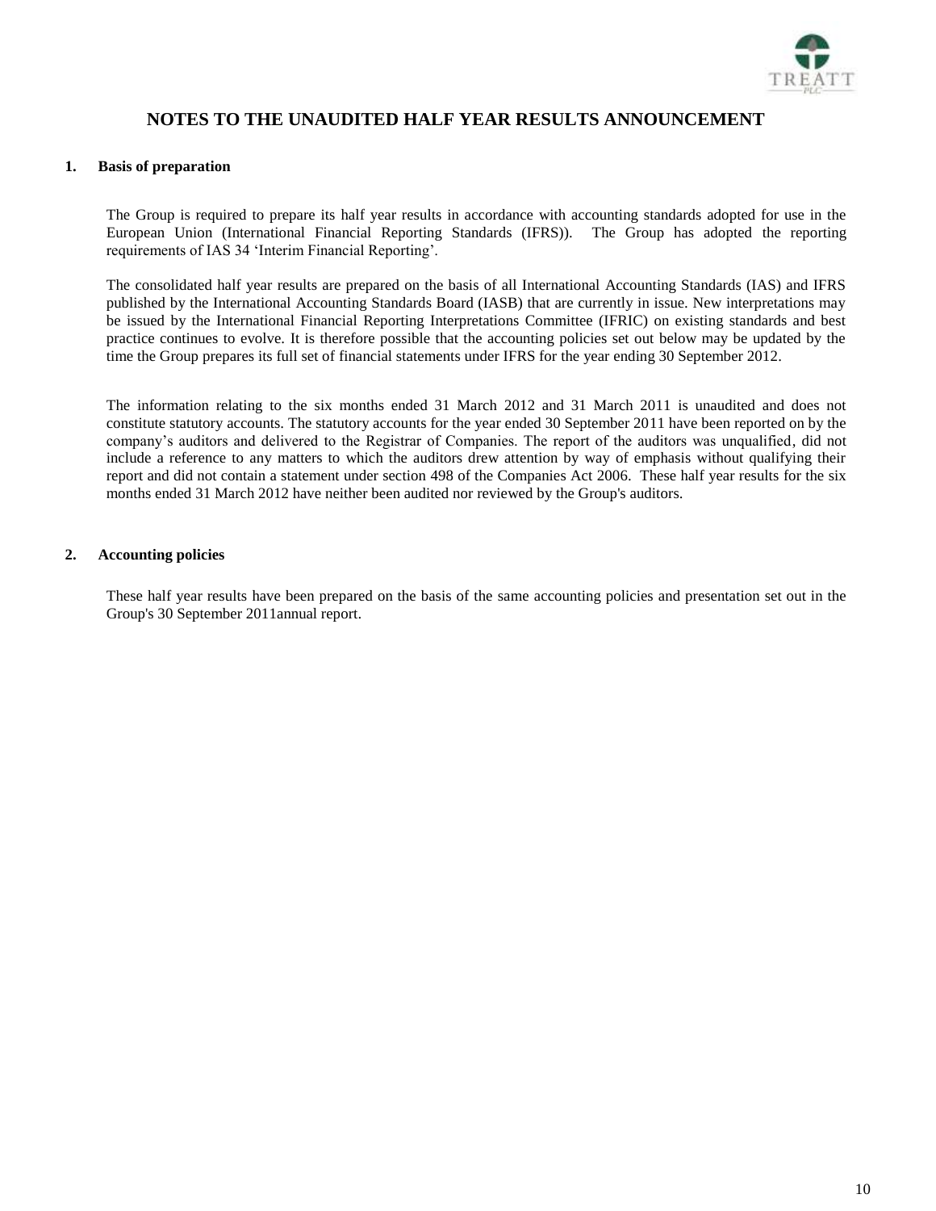# NOTES TO THE UNAUDITED HALF YEAR RESULTS ANNOUNCEMENT

## 1. Basis of preparation

The Group is required to prepare its half year results in accordance with accounting standards adopted for use in the European Union (International Financial Reporting Standards (IFRS)). The Group has adopted the reporting requirements of IAS 34 'Interim Financial Reporting'.

The consolidated half year results are prepared on the basis of all International Accounting Standards (IAS) and IFRS published by the International Accounting Standards Board (IASB) that are currently in issue. New interpretations may be issued by the International Financial Reporting Interpretations Committee (IFRIC) on existing standards and best practice continues to evolve. It is therefore possible that the accounting policies set out below may be updated by the time the Group prepares its full set of financial statements under IFRS for the year ending 30 September 2012.

The information relating to the six months ended 31 March 2012 and 31 March 2011 is unaudited and does not constitute statutory accounts. The statutory accounts for the year ended 30 September 2011 have been reported on by the company's auditors and delivered to the Registrar of Companies. The report of the auditors was unqualified, did not include a reference to any matters to which the auditors drew attention by way of emphasis without qualifying their report and did not contain a statement under section 498 of the Companies Act 2006. These half year results for the six months ended 31 March 2012 have neither been audited nor reviewed by the Group's auditors.

## 2. Accounting policies

These half year results have been prepared on the basis of the same accounting policies and presentation set out in the Group's 30 September 2011annual report.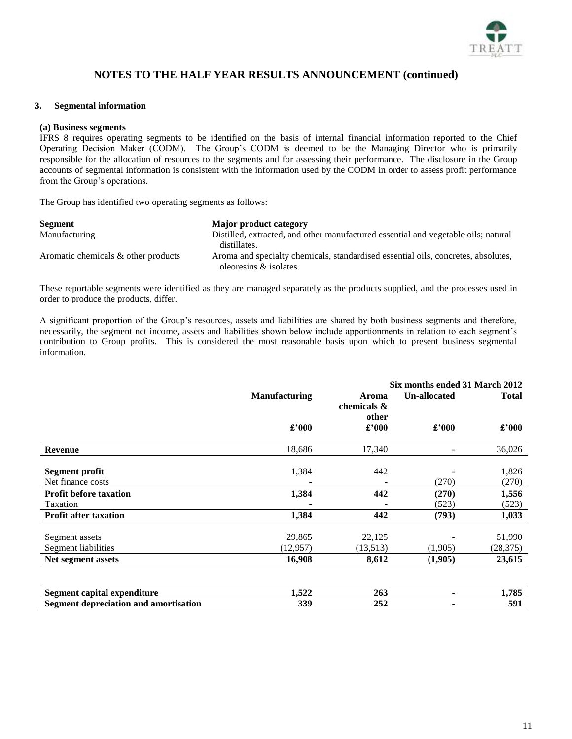# NOTES TO THE HALF YEAR RESULTS ANNOUNCEMENT (continued)

## 3. Segmental information

### (a) Business segments

IFRS 8 requires operating segments to be identified on the basis of internal financial information reported to the Chief Operating Decision Maker (CODM). The Group's CODM is deemed to be the Managing Director who is primarily responsible for the allocation of resources to the segments and for assessing their performance. The disclosure in the Group accounts of segmental information is consistent with the information used by the CODM in order to assess profit performance from the Group's operations.

The Group has identified two operating segments as follows:

| Segment | Major product category |
|---|---|
| Manufacturing | Distilled, extracted, and other manufactured essential and vegetable oils; natural distillates. |
| Aromatic chemicals & other products | Aroma and specialty chemicals, standardised essential oils, concretes, absolutes, oleoresins & isolates. |

These reportable segments were identified as they are managed separately as the products supplied, and the processes used in order to produce the products, differ.

A significant proportion of the Group's resources, assets and liabilities are shared by both business segments and therefore, necessarily, the segment net income, assets and liabilities shown below include apportionments in relation to each segment's contribution to Group profits. This is considered the most reasonable basis upon which to present business segmental information.

| | | | Six months ended 31 March 2012 | |
|---|---|---|---|---|
| | **Manufacturing** | **Aroma chemicals & other** | **Un-allocated** | **Total** |
| | **£'000** | **£'000** | **£'000** | **£'000** |
| **Revenue** | 18,686 | 17,340 | - | 36,026 |
| **Segment profit** | 1,384 | 442 | - | 1,826 |
| Net finance costs | - | - | (270) | (270) |
| **Profit before taxation** | **1,384** | **442** | **(270)** | **1,556** |
| Taxation | - | - | (523) | (523) |
| **Profit after taxation** | **1,384** | **442** | **(793)** | **1,033** |
| Segment assets | 29,865 | 22,125 | - | 51,990 |
| Segment liabilities | (12,957) | (13,513) | (1,905) | (28,375) |
| **Net segment assets** | **16,908** | **8,612** | **(1,905)** | **23,615** |
| **Segment capital expenditure** | **1,522** | **263** | **-** | **1,785** |
| **Segment depreciation and amortisation** | **339** | **252** | **-** | **591** |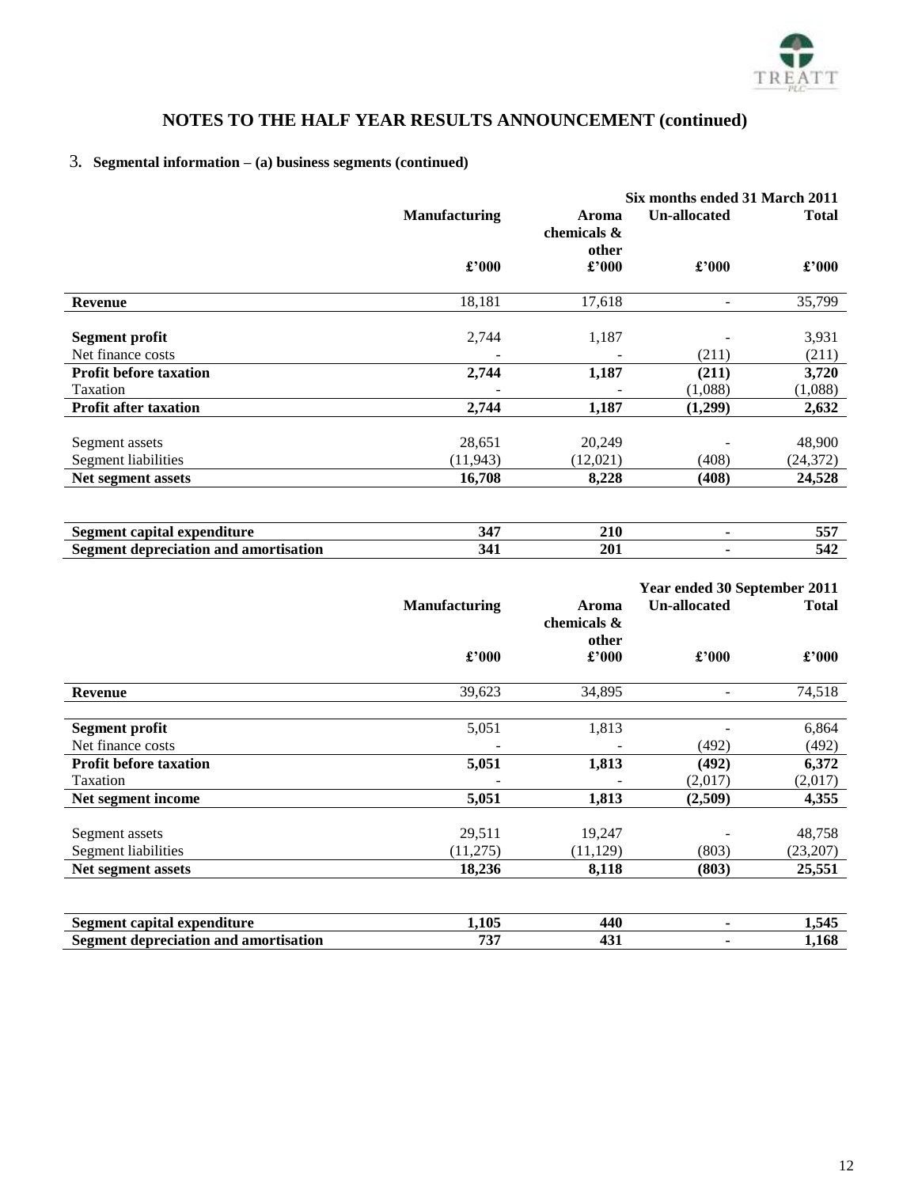# NOTES TO THE HALF YEAR RESULTS ANNOUNCEMENT (continued)

## 3. Segmental information – (a) business segments (continued)

| | | | | Six months ended 31 March 2011 |
|---|---|---|---|---|
| | **Manufacturing** | **Aroma chemicals & other** | **Un-allocated** | **Total** |
| | **£'000** | **£'000** | **£'000** | **£'000** |
| **Revenue** | 18,181 | 17,618 | - | 35,799 |
| **Segment profit** | 2,744 | 1,187 | - | 3,931 |
| Net finance costs | - | - | (211) | (211) |
| **Profit before taxation** | **2,744** | **1,187** | **(211)** | **3,720** |
| Taxation | - | - | (1,088) | (1,088) |
| **Profit after taxation** | **2,744** | **1,187** | **(1,299)** | **2,632** |
| Segment assets | 28,651 | 20,249 | - | 48,900 |
| Segment liabilities | (11,943) | (12,021) | (408) | (24,372) |
| **Net segment assets** | **16,708** | **8,228** | **(408)** | **24,528** |
| **Segment capital expenditure** | **347** | **210** | **-** | **557** |
| **Segment depreciation and amortisation** | **341** | **201** | **-** | **542** |

| | | | | Year ended 30 September 2011 |
|---|---|---|---|---|
| | **Manufacturing** | **Aroma chemicals & other** | **Un-allocated** | **Total** |
| | **£'000** | **£'000** | **£'000** | **£'000** |
| **Revenue** | 39,623 | 34,895 | - | 74,518 |
| **Segment profit** | 5,051 | 1,813 | - | 6,864 |
| Net finance costs | - | - | (492) | (492) |
| **Profit before taxation** | **5,051** | **1,813** | **(492)** | **6,372** |
| Taxation | - | - | (2,017) | (2,017) |
| **Net segment income** | **5,051** | **1,813** | **(2,509)** | **4,355** |
| Segment assets | 29,511 | 19,247 | - | 48,758 |
| Segment liabilities | (11,275) | (11,129) | (803) | (23,207) |
| **Net segment assets** | **18,236** | **8,118** | **(803)** | **25,551** |
| **Segment capital expenditure** | **1,105** | **440** | **-** | **1,545** |
| **Segment depreciation and amortisation** | **737** | **431** | **-** | **1,168** |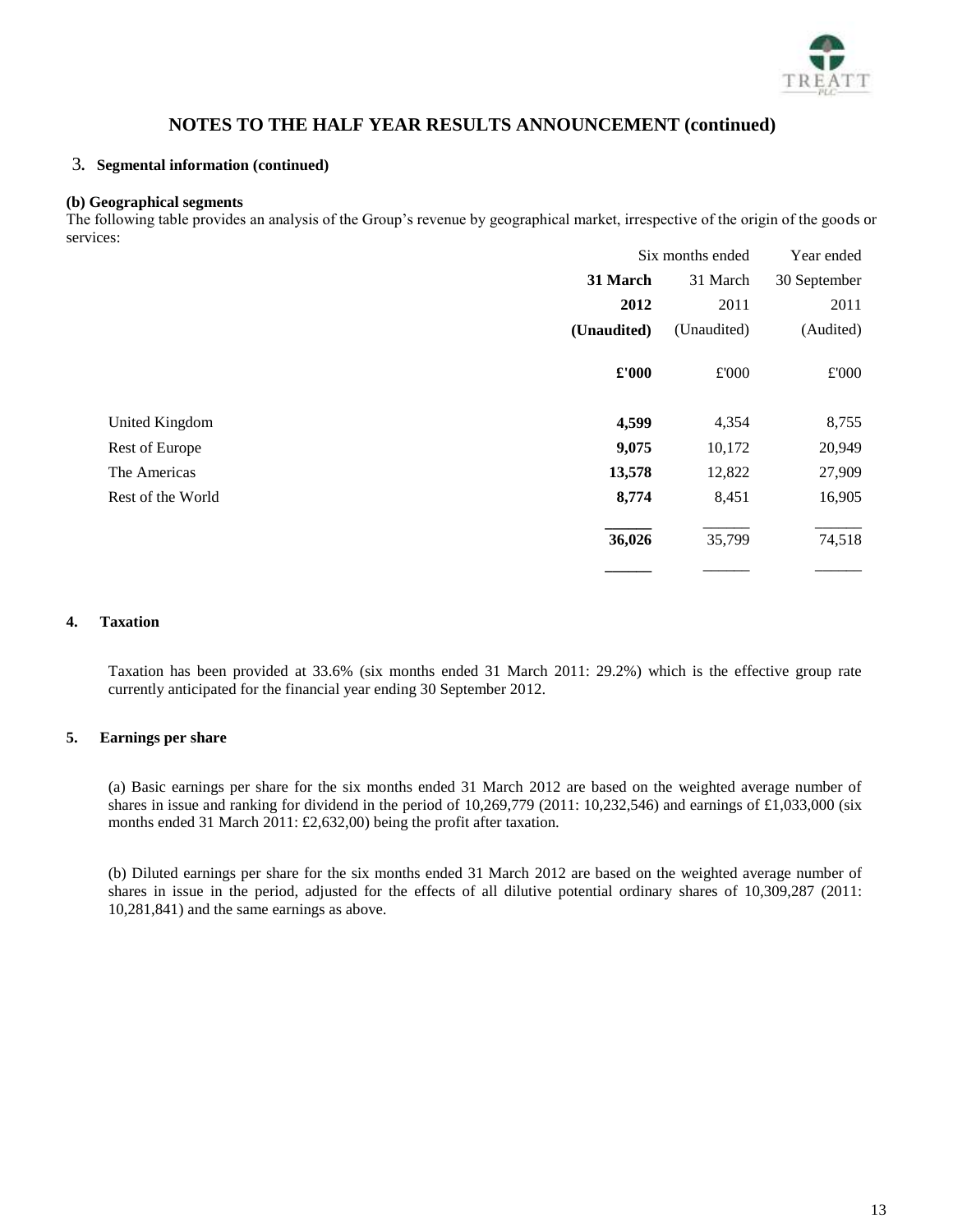## NOTES TO THE HALF YEAR RESULTS ANNOUNCEMENT (continued)

### 3. Segmental information (continued)

**(b) Geographical segments**

The following table provides an analysis of the Group's revenue by geographical market, irrespective of the origin of the goods or services:

| | Six months ended | | Year ended |
|---|---|---|---|
| | **31 March** | 31 March | 30 September |
| | **2012** | 2011 | 2011 |
| | **(Unaudited)** | (Unaudited) | (Audited) |
| | **£'000** | £'000 | £'000 |
| United Kingdom | **4,599** | 4,354 | 8,755 |
| Rest of Europe | **9,075** | 10,172 | 20,949 |
| The Americas | **13,578** | 12,822 | 27,909 |
| Rest of the World | **8,774** | 8,451 | 16,905 |
| | **36,026** | 35,799 | 74,518 |

### 4. Taxation

Taxation has been provided at 33.6% (six months ended 31 March 2011: 29.2%) which is the effective group rate currently anticipated for the financial year ending 30 September 2012.

### 5. Earnings per share

(a) Basic earnings per share for the six months ended 31 March 2012 are based on the weighted average number of shares in issue and ranking for dividend in the period of 10,269,779 (2011: 10,232,546) and earnings of £1,033,000 (six months ended 31 March 2011: £2,632,00) being the profit after taxation.

(b) Diluted earnings per share for the six months ended 31 March 2012 are based on the weighted average number of shares in issue in the period, adjusted for the effects of all dilutive potential ordinary shares of 10,309,287 (2011: 10,281,841) and the same earnings as above.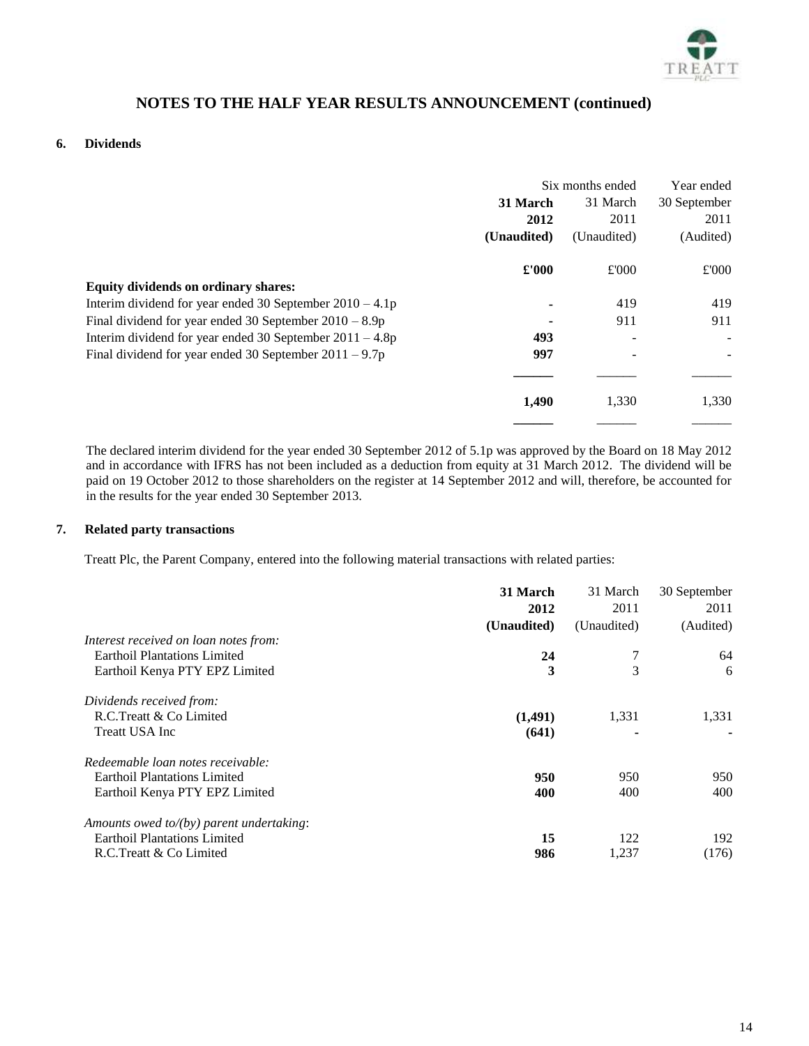## NOTES TO THE HALF YEAR RESULTS ANNOUNCEMENT (continued)

### 6. Dividends

| | Six months ended | | Year ended |
|---|---|---|---|
| | **31 March 2012 (Unaudited)** | 31 March 2011 (Unaudited) | 30 September 2011 (Audited) |
| | **£'000** | £'000 | £'000 |
| **Equity dividends on ordinary shares:** | | | |
| Interim dividend for year ended 30 September 2010 – 4.1p | **-** | 419 | 419 |
| Final dividend for year ended 30 September 2010 – 8.9p | **-** | 911 | 911 |
| Interim dividend for year ended 30 September 2011 – 4.8p | **493** | - | - |
| Final dividend for year ended 30 September 2011 – 9.7p | **997** | - | - |
| | **1,490** | 1,330 | 1,330 |

The declared interim dividend for the year ended 30 September 2012 of 5.1p was approved by the Board on 18 May 2012 and in accordance with IFRS has not been included as a deduction from equity at 31 March 2012. The dividend will be paid on 19 October 2012 to those shareholders on the register at 14 September 2012 and will, therefore, be accounted for in the results for the year ended 30 September 2013.

### 7. Related party transactions

Treatt Plc, the Parent Company, entered into the following material transactions with related parties:

| | **31 March 2012 (Unaudited)** | 31 March 2011 (Unaudited) | 30 September 2011 (Audited) |
|---|---|---|---|
| *Interest received on loan notes from:* | | | |
| Earthoil Plantations Limited | **24** | 7 | 64 |
| Earthoil Kenya PTY EPZ Limited | **3** | 3 | 6 |
| *Dividends received from:* | | | |
| R.C.Treatt & Co Limited | **(1,491)** | 1,331 | 1,331 |
| Treatt USA Inc | **(641)** | - | - |
| *Redeemable loan notes receivable:* | | | |
| Earthoil Plantations Limited | **950** | 950 | 950 |
| Earthoil Kenya PTY EPZ Limited | **400** | 400 | 400 |
| *Amounts owed to/(by) parent undertaking:* | | | |
| Earthoil Plantations Limited | **15** | 122 | 192 |
| R.C.Treatt & Co Limited | **986** | 1,237 | (176) |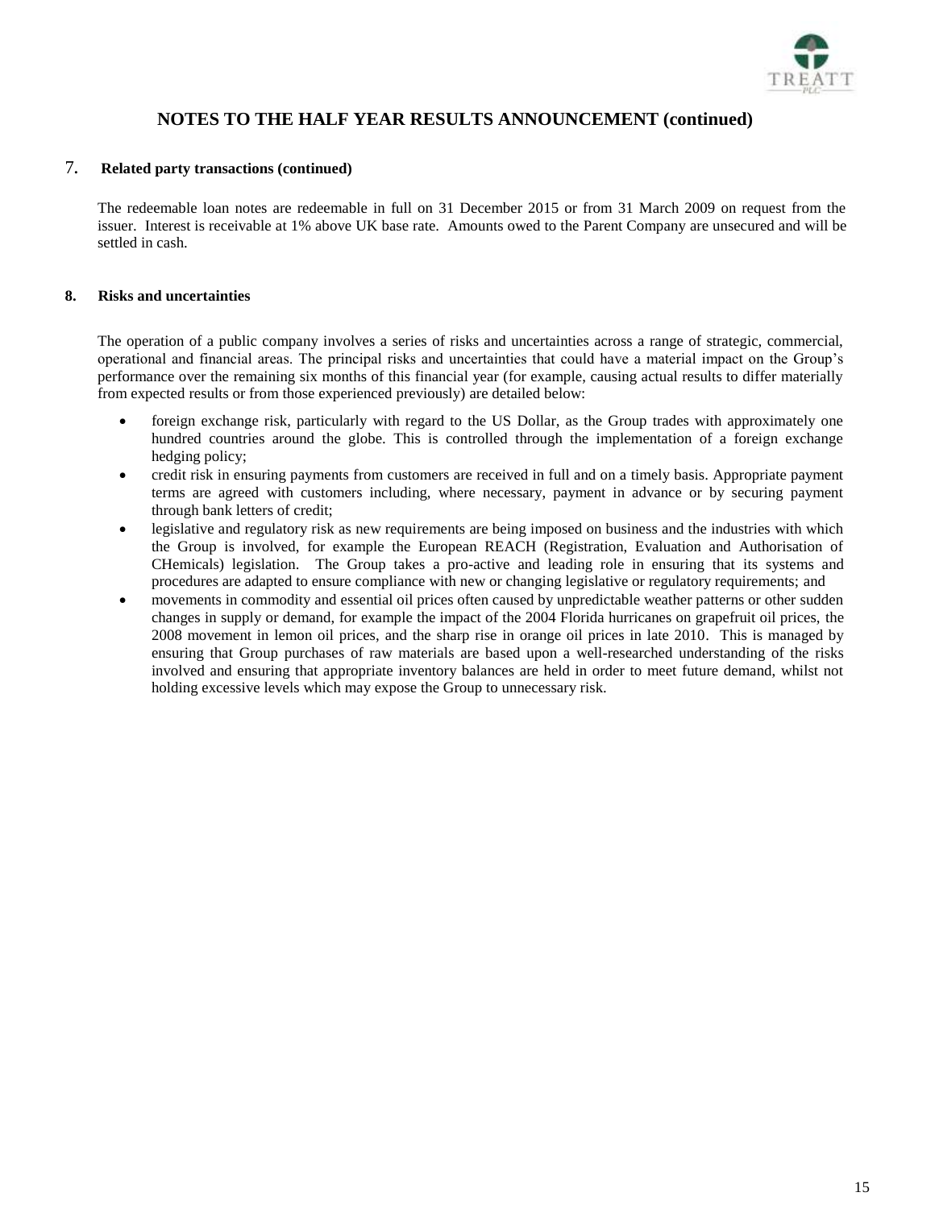## NOTES TO THE HALF YEAR RESULTS ANNOUNCEMENT (continued)

### 7. Related party transactions (continued)

The redeemable loan notes are redeemable in full on 31 December 2015 or from 31 March 2009 on request from the issuer. Interest is receivable at 1% above UK base rate. Amounts owed to the Parent Company are unsecured and will be settled in cash.

### 8. Risks and uncertainties

The operation of a public company involves a series of risks and uncertainties across a range of strategic, commercial, operational and financial areas. The principal risks and uncertainties that could have a material impact on the Group's performance over the remaining six months of this financial year (for example, causing actual results to differ materially from expected results or from those experienced previously) are detailed below:

- foreign exchange risk, particularly with regard to the US Dollar, as the Group trades with approximately one hundred countries around the globe. This is controlled through the implementation of a foreign exchange hedging policy;
- credit risk in ensuring payments from customers are received in full and on a timely basis. Appropriate payment terms are agreed with customers including, where necessary, payment in advance or by securing payment through bank letters of credit;
- legislative and regulatory risk as new requirements are being imposed on business and the industries with which the Group is involved, for example the European REACH (Registration, Evaluation and Authorisation of CHemicals) legislation. The Group takes a pro-active and leading role in ensuring that its systems and procedures are adapted to ensure compliance with new or changing legislative or regulatory requirements; and
- movements in commodity and essential oil prices often caused by unpredictable weather patterns or other sudden changes in supply or demand, for example the impact of the 2004 Florida hurricanes on grapefruit oil prices, the 2008 movement in lemon oil prices, and the sharp rise in orange oil prices in late 2010. This is managed by ensuring that Group purchases of raw materials are based upon a well-researched understanding of the risks involved and ensuring that appropriate inventory balances are held in order to meet future demand, whilst not holding excessive levels which may expose the Group to unnecessary risk.